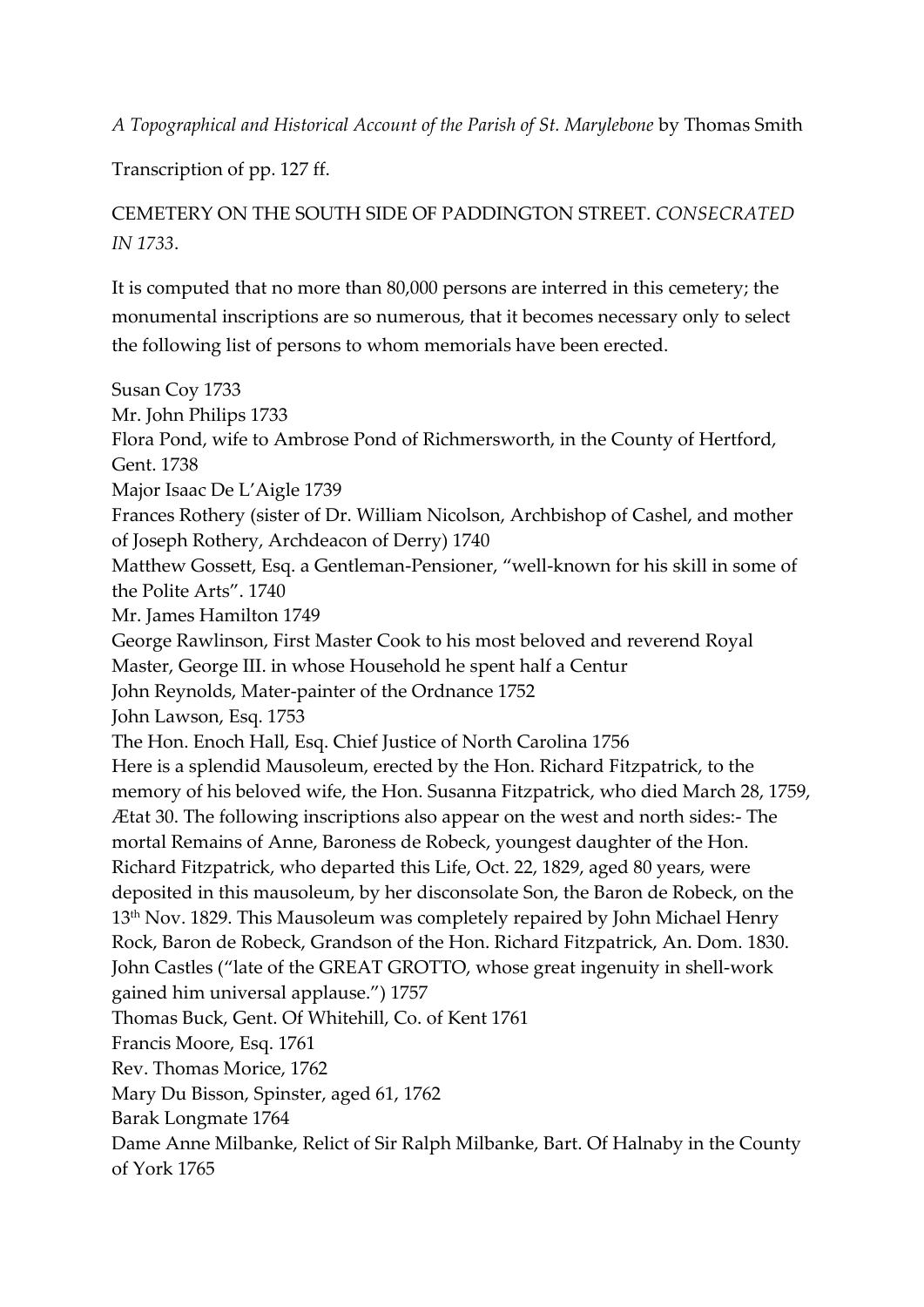*A Topographical and Historical Account of the Parish of St. Marylebone* by Thomas Smith

Transcription of pp. 127 ff.

CEMETERY ON THE SOUTH SIDE OF PADDINGTON STREET. *CONSECRATED IN 1733*.

It is computed that no more than 80,000 persons are interred in this cemetery; the monumental inscriptions are so numerous, that it becomes necessary only to select the following list of persons to whom memorials have been erected.

Susan Coy 1733
Mr. John Philips 1733
Flora Pond, wife to Ambrose Pond of Richmersworth, in the County of Hertford, Gent. 1738
Major Isaac De L'Aigle 1739
Frances Rothery (sister of Dr. William Nicolson, Archbishop of Cashel, and mother of Joseph Rothery, Archdeacon of Derry) 1740
Matthew Gossett, Esq. a Gentleman-Pensioner, "well-known for his skill in some of the Polite Arts". 1740
Mr. James Hamilton 1749
George Rawlinson, First Master Cook to his most beloved and reverend Royal Master, George III. in whose Household he spent half a Centur
John Reynolds, Mater-painter of the Ordnance 1752
John Lawson, Esq. 1753
The Hon. Enoch Hall, Esq. Chief Justice of North Carolina 1756
Here is a splendid Mausoleum, erected by the Hon. Richard Fitzpatrick, to the memory of his beloved wife, the Hon. Susanna Fitzpatrick, who died March 28, 1759, Ætat 30. The following inscriptions also appear on the west and north sides:- The mortal Remains of Anne, Baroness de Robeck, youngest daughter of the Hon. Richard Fitzpatrick, who departed this Life, Oct. 22, 1829, aged 80 years, were deposited in this mausoleum, by her disconsolate Son, the Baron de Robeck, on the 13th Nov. 1829. This Mausoleum was completely repaired by John Michael Henry Rock, Baron de Robeck, Grandson of the Hon. Richard Fitzpatrick, An. Dom. 1830.
John Castles ("late of the GREAT GROTTO, whose great ingenuity in shell-work gained him universal applause.") 1757
Thomas Buck, Gent. Of Whitehill, Co. of Kent 1761
Francis Moore, Esq. 1761
Rev. Thomas Morice, 1762
Mary Du Bisson, Spinster, aged 61, 1762
Barak Longmate 1764
Dame Anne Milbanke, Relict of Sir Ralph Milbanke, Bart. Of Halnaby in the County of York 1765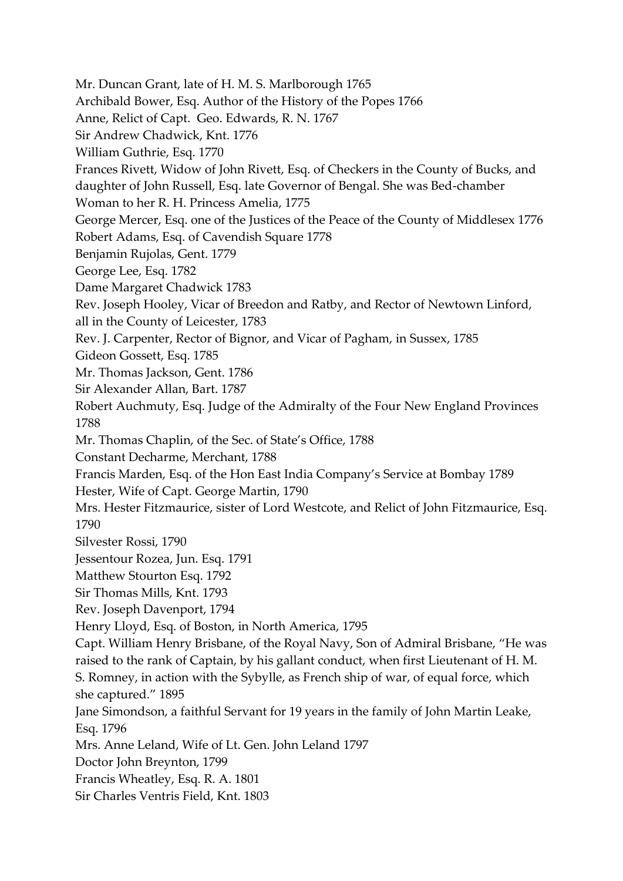Mr. Duncan Grant, late of H. M. S. Marlborough 1765

Archibald Bower, Esq. Author of the History of the Popes 1766

Anne, Relict of Capt. Geo. Edwards, R. N. 1767

Sir Andrew Chadwick, Knt. 1776

William Guthrie, Esq. 1770

Frances Rivett, Widow of John Rivett, Esq. of Checkers in the County of Bucks, and daughter of John Russell, Esq. late Governor of Bengal. She was Bed-chamber Woman to her R. H. Princess Amelia, 1775

George Mercer, Esq. one of the Justices of the Peace of the County of Middlesex 1776

Robert Adams, Esq. of Cavendish Square 1778

Benjamin Rujolas, Gent. 1779

George Lee, Esq. 1782

Dame Margaret Chadwick 1783

Rev. Joseph Hooley, Vicar of Breedon and Ratby, and Rector of Newtown Linford, all in the County of Leicester, 1783

Rev. J. Carpenter, Rector of Bignor, and Vicar of Pagham, in Sussex, 1785

Gideon Gossett, Esq. 1785

Mr. Thomas Jackson, Gent. 1786

Sir Alexander Allan, Bart. 1787

Robert Auchmuty, Esq. Judge of the Admiralty of the Four New England Provinces 1788

Mr. Thomas Chaplin, of the Sec. of State's Office, 1788

Constant Decharme, Merchant, 1788

Francis Marden, Esq. of the Hon East India Company's Service at Bombay 1789

Hester, Wife of Capt. George Martin, 1790

Mrs. Hester Fitzmaurice, sister of Lord Westcote, and Relict of John Fitzmaurice, Esq. 1790

Silvester Rossi, 1790

Jessentour Rozea, Jun. Esq. 1791

Matthew Stourton Esq. 1792

Sir Thomas Mills, Knt. 1793

Rev. Joseph Davenport, 1794

Henry Lloyd, Esq. of Boston, in North America, 1795

Capt. William Henry Brisbane, of the Royal Navy, Son of Admiral Brisbane, "He was raised to the rank of Captain, by his gallant conduct, when first Lieutenant of H. M. S. Romney, in action with the Sybylle, as French ship of war, of equal force, which she captured." 1895

Jane Simondson, a faithful Servant for 19 years in the family of John Martin Leake, Esq. 1796

Mrs. Anne Leland, Wife of Lt. Gen. John Leland 1797

Doctor John Breynton, 1799

Francis Wheatley, Esq. R. A. 1801

Sir Charles Ventris Field, Knt. 1803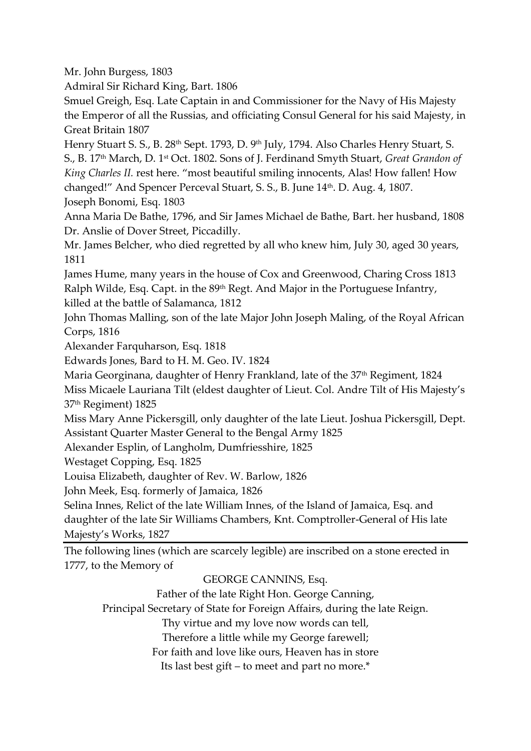Mr. John Burgess, 1803

Admiral Sir Richard King, Bart. 1806

Smuel Greigh, Esq. Late Captain in and Commissioner for the Navy of His Majesty the Emperor of all the Russias, and officiating Consul General for his said Majesty, in Great Britain 1807

Henry Stuart S. S., B. 28th Sept. 1793, D. 9th July, 1794. Also Charles Henry Stuart, S. S., B. 17th March, D. 1st Oct. 1802. Sons of J. Ferdinand Smyth Stuart, *Great Grandon of King Charles II.* rest here. "most beautiful smiling innocents, Alas! How fallen! How changed!" And Spencer Perceval Stuart, S. S., B. June 14th. D. Aug. 4, 1807.

Joseph Bonomi, Esq. 1803

Anna Maria De Bathe, 1796, and Sir James Michael de Bathe, Bart. her husband, 1808

Dr. Anslie of Dover Street, Piccadilly.

Mr. James Belcher, who died regretted by all who knew him, July 30, aged 30 years, 1811

James Hume, many years in the house of Cox and Greenwood, Charing Cross 1813

Ralph Wilde, Esq. Capt. in the 89th Regt. And Major in the Portuguese Infantry, killed at the battle of Salamanca, 1812

John Thomas Malling, son of the late Major John Joseph Maling, of the Royal African Corps, 1816

Alexander Farquharson, Esq. 1818

Edwards Jones, Bard to H. M. Geo. IV. 1824

Maria Georginana, daughter of Henry Frankland, late of the 37th Regiment, 1824

Miss Micaele Lauriana Tilt (eldest daughter of Lieut. Col. Andre Tilt of His Majesty's 37th Regiment) 1825

Miss Mary Anne Pickersgill, only daughter of the late Lieut. Joshua Pickersgill, Dept. Assistant Quarter Master General to the Bengal Army 1825

Alexander Esplin, of Langholm, Dumfriesshire, 1825

Westaget Copping, Esq. 1825

Louisa Elizabeth, daughter of Rev. W. Barlow, 1826

John Meek, Esq. formerly of Jamaica, 1826

Selina Innes, Relict of the late William Innes, of the Island of Jamaica, Esq. and daughter of the late Sir Williams Chambers, Knt. Comptroller-General of His late Majesty's Works, 1827

---

The following lines (which are scarcely legible) are inscribed on a stone erected in 1777, to the Memory of

GEORGE CANNINS, Esq.

Father of the late Right Hon. George Canning,

Principal Secretary of State for Foreign Affairs, during the late Reign.

Thy virtue and my love now words can tell,

Therefore a little while my George farewell;

For faith and love like ours, Heaven has in store

Its last best gift – to meet and part no more.*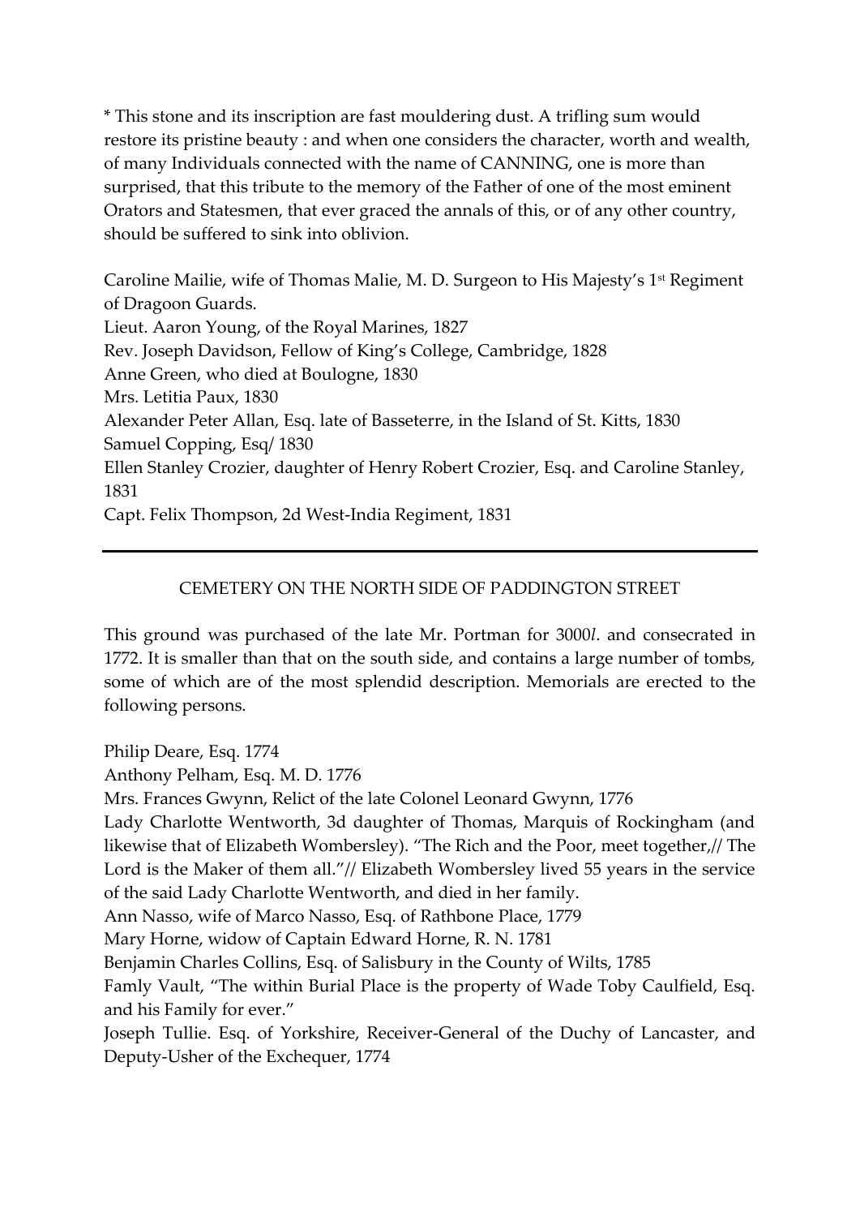* This stone and its inscription are fast mouldering dust. A trifling sum would restore its pristine beauty : and when one considers the character, worth and wealth, of many Individuals connected with the name of CANNING, one is more than surprised, that this tribute to the memory of the Father of one of the most eminent Orators and Statesmen, that ever graced the annals of this, or of any other country, should be suffered to sink into oblivion.

Caroline Mailie, wife of Thomas Malie, M. D. Surgeon to His Majesty's 1st Regiment of Dragoon Guards.
Lieut. Aaron Young, of the Royal Marines, 1827
Rev. Joseph Davidson, Fellow of King's College, Cambridge, 1828
Anne Green, who died at Boulogne, 1830
Mrs. Letitia Paux, 1830
Alexander Peter Allan, Esq. late of Basseterre, in the Island of St. Kitts, 1830
Samuel Copping, Esq/ 1830
Ellen Stanley Crozier, daughter of Henry Robert Crozier, Esq. and Caroline Stanley, 1831
Capt. Felix Thompson, 2d West-India Regiment, 1831

---

## CEMETERY ON THE NORTH SIDE OF PADDINGTON STREET

This ground was purchased of the late Mr. Portman for 3000*l*. and consecrated in 1772. It is smaller than that on the south side, and contains a large number of tombs, some of which are of the most splendid description. Memorials are erected to the following persons.

Philip Deare, Esq. 1774
Anthony Pelham, Esq. M. D. 1776
Mrs. Frances Gwynn, Relict of the late Colonel Leonard Gwynn, 1776
Lady Charlotte Wentworth, 3d daughter of Thomas, Marquis of Rockingham (and likewise that of Elizabeth Wombersley). "The Rich and the Poor, meet together,// The Lord is the Maker of them all."// Elizabeth Wombersley lived 55 years in the service of the said Lady Charlotte Wentworth, and died in her family.
Ann Nasso, wife of Marco Nasso, Esq. of Rathbone Place, 1779
Mary Horne, widow of Captain Edward Horne, R. N. 1781
Benjamin Charles Collins, Esq. of Salisbury in the County of Wilts, 1785
Famly Vault, "The within Burial Place is the property of Wade Toby Caulfield, Esq. and his Family for ever."
Joseph Tullie. Esq. of Yorkshire, Receiver-General of the Duchy of Lancaster, and Deputy-Usher of the Exchequer, 1774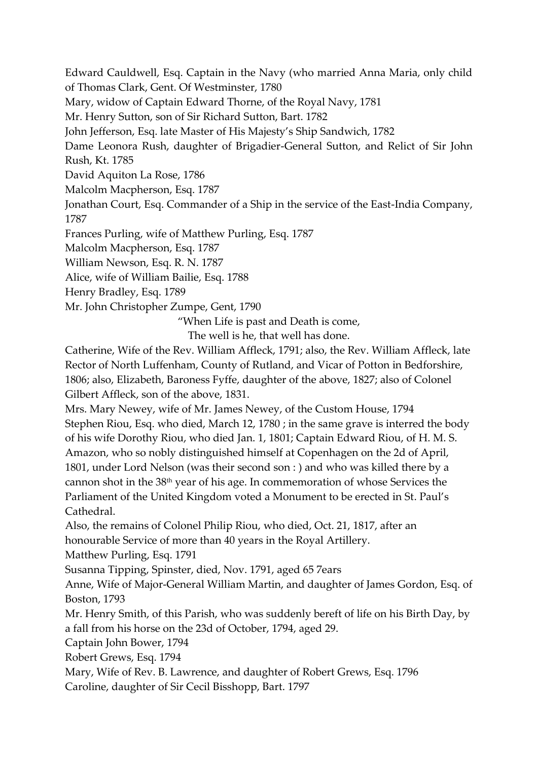Edward Cauldwell, Esq. Captain in the Navy (who married Anna Maria, only child of Thomas Clark, Gent. Of Westminster, 1780

Mary, widow of Captain Edward Thorne, of the Royal Navy, 1781

Mr. Henry Sutton, son of Sir Richard Sutton, Bart. 1782

John Jefferson, Esq. late Master of His Majesty's Ship Sandwich, 1782

Dame Leonora Rush, daughter of Brigadier-General Sutton, and Relict of Sir John Rush, Kt. 1785

David Aquiton La Rose, 1786

Malcolm Macpherson, Esq. 1787

Jonathan Court, Esq. Commander of a Ship in the service of the East-India Company, 1787

Frances Purling, wife of Matthew Purling, Esq. 1787

Malcolm Macpherson, Esq. 1787

William Newson, Esq. R. N. 1787

Alice, wife of William Bailie, Esq. 1788

Henry Bradley, Esq. 1789

Mr. John Christopher Zumpe, Gent, 1790

"When Life is past and Death is come,
The well is he, that well has done.

Catherine, Wife of the Rev. William Affleck, 1791; also, the Rev. William Affleck, late Rector of North Luffenham, County of Rutland, and Vicar of Potton in Bedforshire, 1806; also, Elizabeth, Baroness Fyffe, daughter of the above, 1827; also of Colonel Gilbert Affleck, son of the above, 1831.

Mrs. Mary Newey, wife of Mr. James Newey, of the Custom House, 1794

Stephen Riou, Esq. who died, March 12, 1780 ; in the same grave is interred the body of his wife Dorothy Riou, who died Jan. 1, 1801; Captain Edward Riou, of H. M. S. Amazon, who so nobly distinguished himself at Copenhagen on the 2d of April, 1801, under Lord Nelson (was their second son : ) and who was killed there by a cannon shot in the 38th year of his age. In commemoration of whose Services the Parliament of the United Kingdom voted a Monument to be erected in St. Paul's Cathedral.

Also, the remains of Colonel Philip Riou, who died, Oct. 21, 1817, after an honourable Service of more than 40 years in the Royal Artillery.

Matthew Purling, Esq. 1791

Susanna Tipping, Spinster, died, Nov. 1791, aged 65 7ears

Anne, Wife of Major-General William Martin, and daughter of James Gordon, Esq. of Boston, 1793

Mr. Henry Smith, of this Parish, who was suddenly bereft of life on his Birth Day, by a fall from his horse on the 23d of October, 1794, aged 29.

Captain John Bower, 1794

Robert Grews, Esq. 1794

Mary, Wife of Rev. B. Lawrence, and daughter of Robert Grews, Esq. 1796

Caroline, daughter of Sir Cecil Bisshopp, Bart. 1797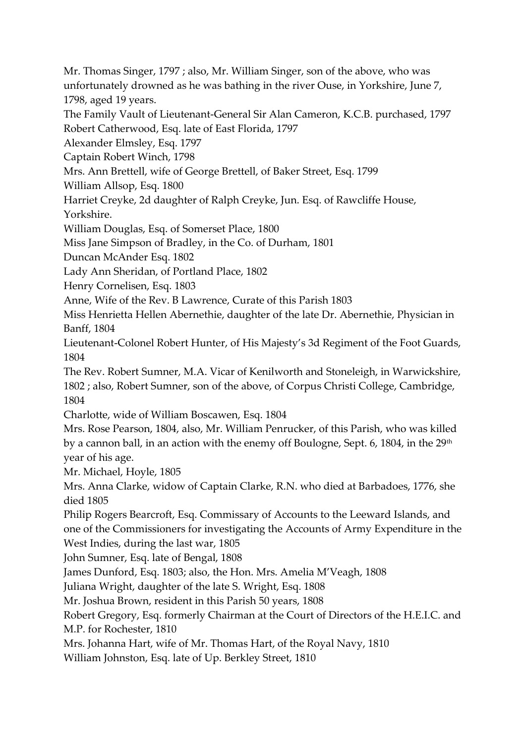Mr. Thomas Singer, 1797 ; also, Mr. William Singer, son of the above, who was unfortunately drowned as he was bathing in the river Ouse, in Yorkshire, June 7, 1798, aged 19 years.

The Family Vault of Lieutenant-General Sir Alan Cameron, K.C.B. purchased, 1797

Robert Catherwood, Esq. late of East Florida, 1797

Alexander Elmsley, Esq. 1797

Captain Robert Winch, 1798

Mrs. Ann Brettell, wife of George Brettell, of Baker Street, Esq. 1799

William Allsop, Esq. 1800

Harriet Creyke, 2d daughter of Ralph Creyke, Jun. Esq. of Rawcliffe House, Yorkshire.

William Douglas, Esq. of Somerset Place, 1800

Miss Jane Simpson of Bradley, in the Co. of Durham, 1801

Duncan McAnder Esq. 1802

Lady Ann Sheridan, of Portland Place, 1802

Henry Cornelisen, Esq. 1803

Anne, Wife of the Rev. B Lawrence, Curate of this Parish 1803

Miss Henrietta Hellen Abernethie, daughter of the late Dr. Abernethie, Physician in Banff, 1804

Lieutenant-Colonel Robert Hunter, of His Majesty's 3d Regiment of the Foot Guards, 1804

The Rev. Robert Sumner, M.A. Vicar of Kenilworth and Stoneleigh, in Warwickshire, 1802 ; also, Robert Sumner, son of the above, of Corpus Christi College, Cambridge, 1804

Charlotte, wide of William Boscawen, Esq. 1804

Mrs. Rose Pearson, 1804, also, Mr. William Penrucker, of this Parish, who was killed by a cannon ball, in an action with the enemy off Boulogne, Sept. 6, 1804, in the 29th year of his age.

Mr. Michael, Hoyle, 1805

Mrs. Anna Clarke, widow of Captain Clarke, R.N. who died at Barbadoes, 1776, she died 1805

Philip Rogers Bearcroft, Esq. Commissary of Accounts to the Leeward Islands, and one of the Commissioners for investigating the Accounts of Army Expenditure in the West Indies, during the last war, 1805

John Sumner, Esq. late of Bengal, 1808

James Dunford, Esq. 1803; also, the Hon. Mrs. Amelia M'Veagh, 1808

Juliana Wright, daughter of the late S. Wright, Esq. 1808

Mr. Joshua Brown, resident in this Parish 50 years, 1808

Robert Gregory, Esq. formerly Chairman at the Court of Directors of the H.E.I.C. and M.P. for Rochester, 1810

Mrs. Johanna Hart, wife of Mr. Thomas Hart, of the Royal Navy, 1810

William Johnston, Esq. late of Up. Berkley Street, 1810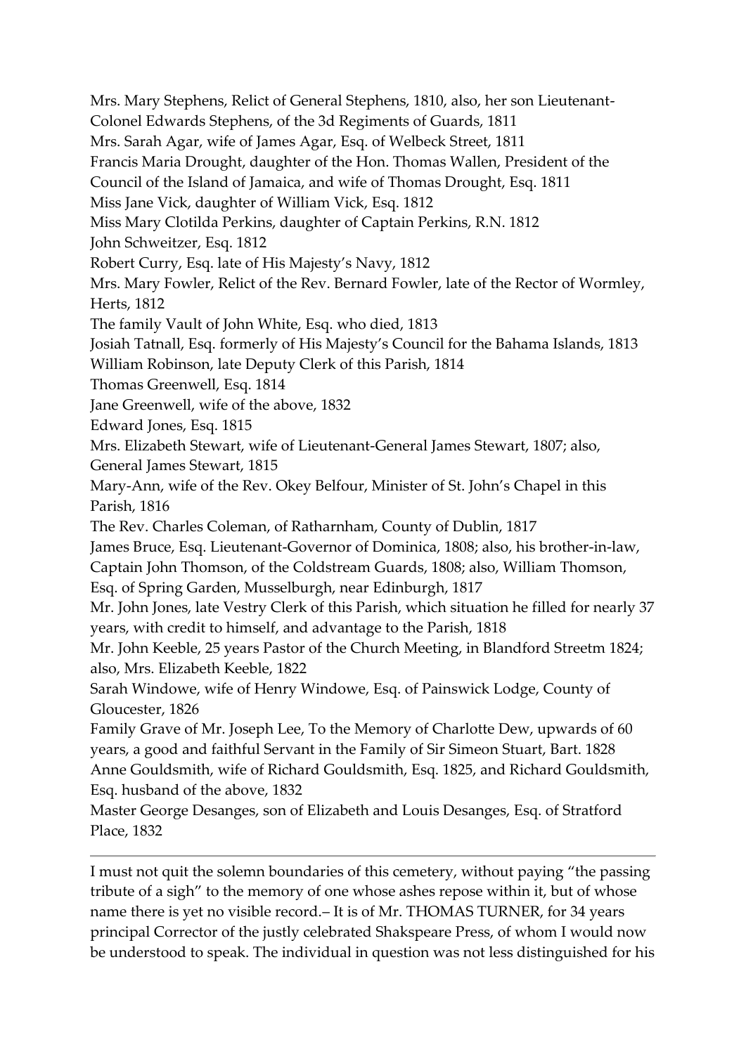Mrs. Mary Stephens, Relict of General Stephens, 1810, also, her son Lieutenant-Colonel Edwards Stephens, of the 3d Regiments of Guards, 1811

Mrs. Sarah Agar, wife of James Agar, Esq. of Welbeck Street, 1811

Francis Maria Drought, daughter of the Hon. Thomas Wallen, President of the Council of the Island of Jamaica, and wife of Thomas Drought, Esq. 1811

Miss Jane Vick, daughter of William Vick, Esq. 1812

Miss Mary Clotilda Perkins, daughter of Captain Perkins, R.N. 1812

John Schweitzer, Esq. 1812

Robert Curry, Esq. late of His Majesty's Navy, 1812

Mrs. Mary Fowler, Relict of the Rev. Bernard Fowler, late of the Rector of Wormley, Herts, 1812

The family Vault of John White, Esq. who died, 1813

Josiah Tatnall, Esq. formerly of His Majesty's Council for the Bahama Islands, 1813

William Robinson, late Deputy Clerk of this Parish, 1814

Thomas Greenwell, Esq. 1814

Jane Greenwell, wife of the above, 1832

Edward Jones, Esq. 1815

Mrs. Elizabeth Stewart, wife of Lieutenant-General James Stewart, 1807; also, General James Stewart, 1815

Mary-Ann, wife of the Rev. Okey Belfour, Minister of St. John's Chapel in this Parish, 1816

The Rev. Charles Coleman, of Ratharnham, County of Dublin, 1817

James Bruce, Esq. Lieutenant-Governor of Dominica, 1808; also, his brother-in-law, Captain John Thomson, of the Coldstream Guards, 1808; also, William Thomson, Esq. of Spring Garden, Musselburgh, near Edinburgh, 1817

Mr. John Jones, late Vestry Clerk of this Parish, which situation he filled for nearly 37 years, with credit to himself, and advantage to the Parish, 1818

Mr. John Keeble, 25 years Pastor of the Church Meeting, in Blandford Streetm 1824; also, Mrs. Elizabeth Keeble, 1822

Sarah Windowe, wife of Henry Windowe, Esq. of Painswick Lodge, County of Gloucester, 1826

Family Grave of Mr. Joseph Lee, To the Memory of Charlotte Dew, upwards of 60 years, a good and faithful Servant in the Family of Sir Simeon Stuart, Bart. 1828

Anne Gouldsmith, wife of Richard Gouldsmith, Esq. 1825, and Richard Gouldsmith, Esq. husband of the above, 1832

Master George Desanges, son of Elizabeth and Louis Desanges, Esq. of Stratford Place, 1832

---

I must not quit the solemn boundaries of this cemetery, without paying "the passing tribute of a sigh" to the memory of one whose ashes repose within it, but of whose name there is yet no visible record.– It is of Mr. THOMAS TURNER, for 34 years principal Corrector of the justly celebrated Shakspeare Press, of whom I would now be understood to speak. The individual in question was not less distinguished for his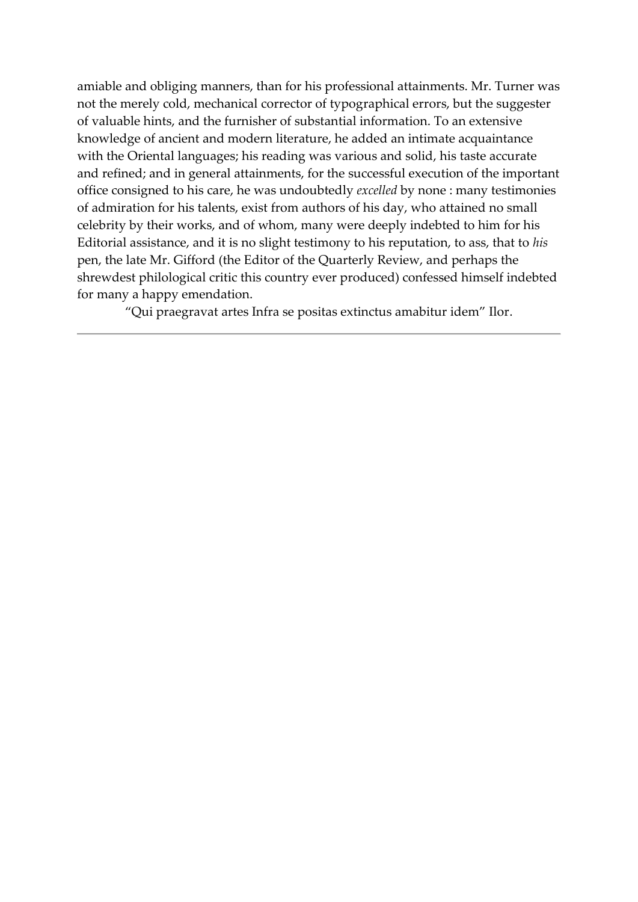amiable and obliging manners, than for his professional attainments. Mr. Turner was not the merely cold, mechanical corrector of typographical errors, but the suggester of valuable hints, and the furnisher of substantial information. To an extensive knowledge of ancient and modern literature, he added an intimate acquaintance with the Oriental languages; his reading was various and solid, his taste accurate and refined; and in general attainments, for the successful execution of the important office consigned to his care, he was undoubtedly *excelled* by none : many testimonies of admiration for his talents, exist from authors of his day, who attained no small celebrity by their works, and of whom, many were deeply indebted to him for his Editorial assistance, and it is no slight testimony to his reputation, to ass, that to *his* pen, the late Mr. Gifford (the Editor of the Quarterly Review, and perhaps the shrewdest philological critic this country ever produced) confessed himself indebted for many a happy emendation.

"Qui praegravat artes Infra se positas extinctus amabitur idem" Ilor.

---